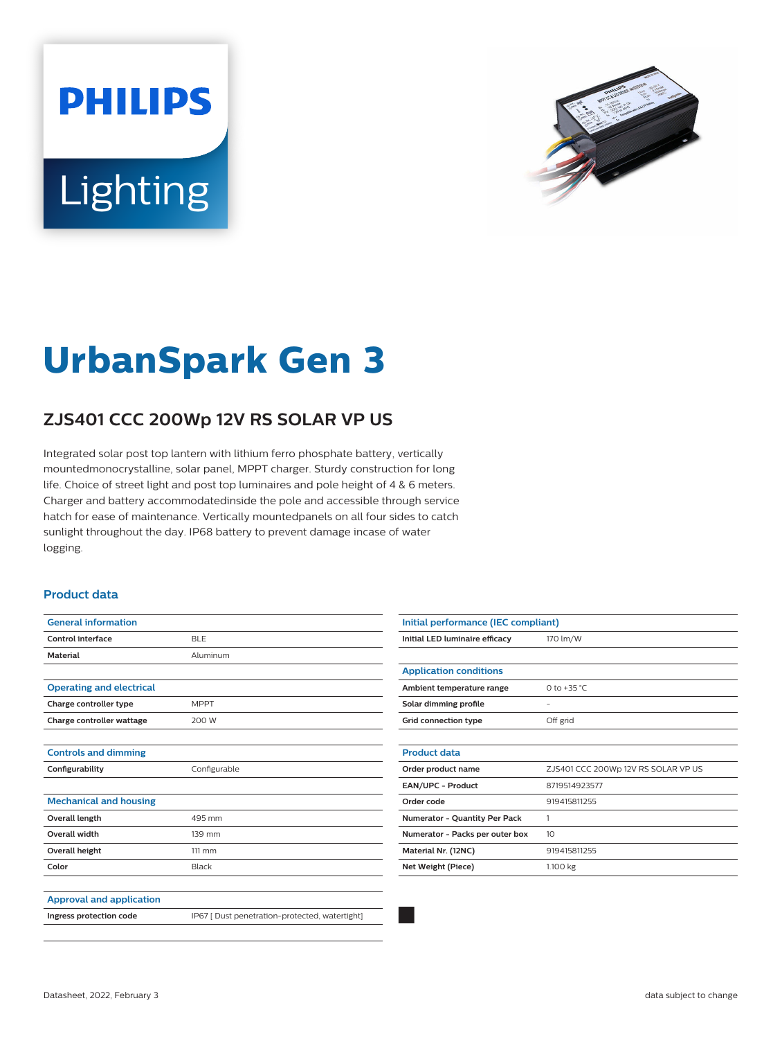# UrbanSpark Gen 3

## ZJS401 CCC 200Wp 12V RS SOLAR VP US

Integrated solar post top lantern with lithium ferro phosphate battery, vertically mountedmonocrystalline, solar panel, MPPT charger. Sturdy construction for long life. Choice of street light and post top luminaires and pole height of 4 & 6 meters. Charger and battery accommodatedinside the pole and accessible through service hatch for ease of maintenance. Vertically mountedpanels on all four sides to catch sunlight throughout the day. IP68 battery to prevent damage incase of water logging.

### Product data

| General information | |
|---|---|
| Control interface | BLE |
| Material | Aluminum |

| Operating and electrical | |
|---|---|
| Charge controller type | MPPT |
| Charge controller wattage | 200 W |

| Controls and dimming | |
|---|---|
| Configurability | Configurable |

| Mechanical and housing | |
|---|---|
| Overall length | 495 mm |
| Overall width | 139 mm |
| Overall height | 111 mm |
| Color | Black |

| Approval and application | |
|---|---|
| Ingress protection code | IP67 [ Dust penetration-protected, watertight] |

| Initial performance (IEC compliant) | |
|---|---|
| Initial LED luminaire efficacy | 170 lm/W |

| Application conditions | |
|---|---|
| Ambient temperature range | 0 to +35 °C |
| Solar dimming profile | - |
| Grid connection type | Off grid |

| Product data | |
|---|---|
| Order product name | ZJS401 CCC 200Wp 12V RS SOLAR VP US |
| EAN/UPC - Product | 8719514923577 |
| Order code | 919415811255 |
| Numerator - Quantity Per Pack | 1 |
| Numerator - Packs per outer box | 10 |
| Material Nr. (12NC) | 919415811255 |
| Net Weight (Piece) | 1.100 kg |

Datasheet, 2022, February 3

data subject to change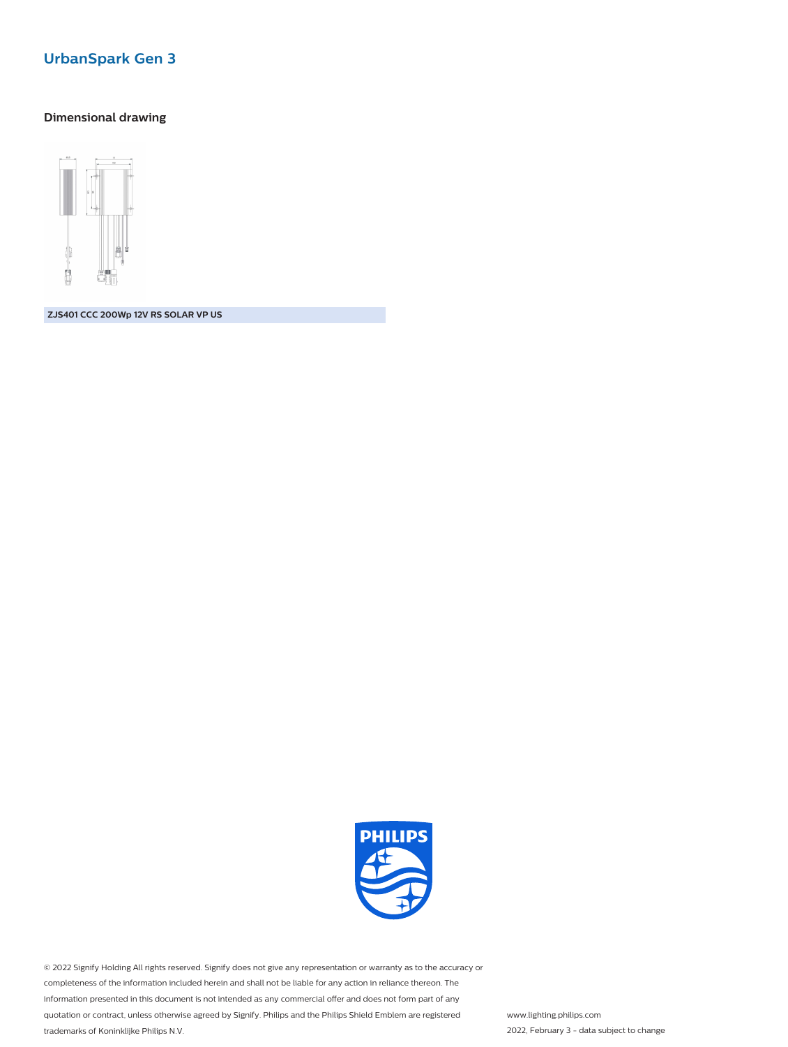# UrbanSpark Gen 3

## Dimensional drawing

ZJS401 CCC 200Wp 12V RS SOLAR VP US

© 2022 Signify Holding All rights reserved. Signify does not give any representation or warranty as to the accuracy or completeness of the information included herein and shall not be liable for any action in reliance thereon. The information presented in this document is not intended as any commercial offer and does not form part of any quotation or contract, unless otherwise agreed by Signify. Philips and the Philips Shield Emblem are registered trademarks of Koninklijke Philips N.V.

www.lighting.philips.com

2022, February 3 - data subject to change